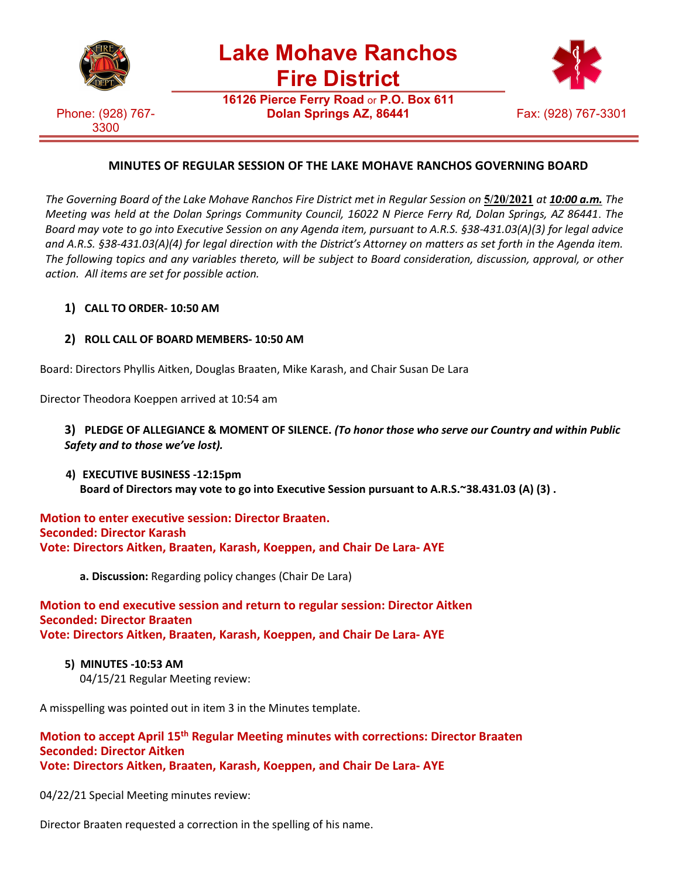# Lake Mohave Ranchos Fire District

**16126 Pierce Ferry Road** or **P.O. Box 611**
**Dolan Springs AZ, 86441**

Phone: (928) 767-3300

Fax: (928) 767-3301

## MINUTES OF REGULAR SESSION OF THE LAKE MOHAVE RANCHOS GOVERNING BOARD

*The Governing Board of the Lake Mohave Ranchos Fire District met in Regular Session on* **5/20/2021** *at* ***10:00 a.m.*** *The Meeting was held at the Dolan Springs Community Council, 16022 N Pierce Ferry Rd, Dolan Springs, AZ 86441. The Board may vote to go into Executive Session on any Agenda item, pursuant to A.R.S. §38-431.03(A)(3) for legal advice and A.R.S. §38-431.03(A)(4) for legal direction with the District's Attorney on matters as set forth in the Agenda item. The following topics and any variables thereto, will be subject to Board consideration, discussion, approval, or other action. All items are set for possible action.*

1) **CALL TO ORDER- 10:50 AM**

2) **ROLL CALL OF BOARD MEMBERS- 10:50 AM**

Board: Directors Phyllis Aitken, Douglas Braaten, Mike Karash, and Chair Susan De Lara

Director Theodora Koeppen arrived at 10:54 am

3) **PLEDGE OF ALLEGIANCE & MOMENT OF SILENCE.** ***(To honor those who serve our Country and within Public Safety and to those we've lost).***

4) **EXECUTIVE BUSINESS -12:15pm**
**Board of Directors may vote to go into Executive Session pursuant to A.R.S.~38.431.03 (A) (3) .**

**Motion to enter executive session: Director Braaten.**
**Seconded: Director Karash**
**Vote: Directors Aitken, Braaten, Karash, Koeppen, and Chair De Lara- AYE**

**a. Discussion:** Regarding policy changes (Chair De Lara)

**Motion to end executive session and return to regular session: Director Aitken**
**Seconded: Director Braaten**
**Vote: Directors Aitken, Braaten, Karash, Koeppen, and Chair De Lara- AYE**

5) **MINUTES -10:53 AM**
04/15/21 Regular Meeting review:

A misspelling was pointed out in item 3 in the Minutes template.

**Motion to accept April 15th Regular Meeting minutes with corrections: Director Braaten**
**Seconded: Director Aitken**
**Vote: Directors Aitken, Braaten, Karash, Koeppen, and Chair De Lara- AYE**

04/22/21 Special Meeting minutes review:

Director Braaten requested a correction in the spelling of his name.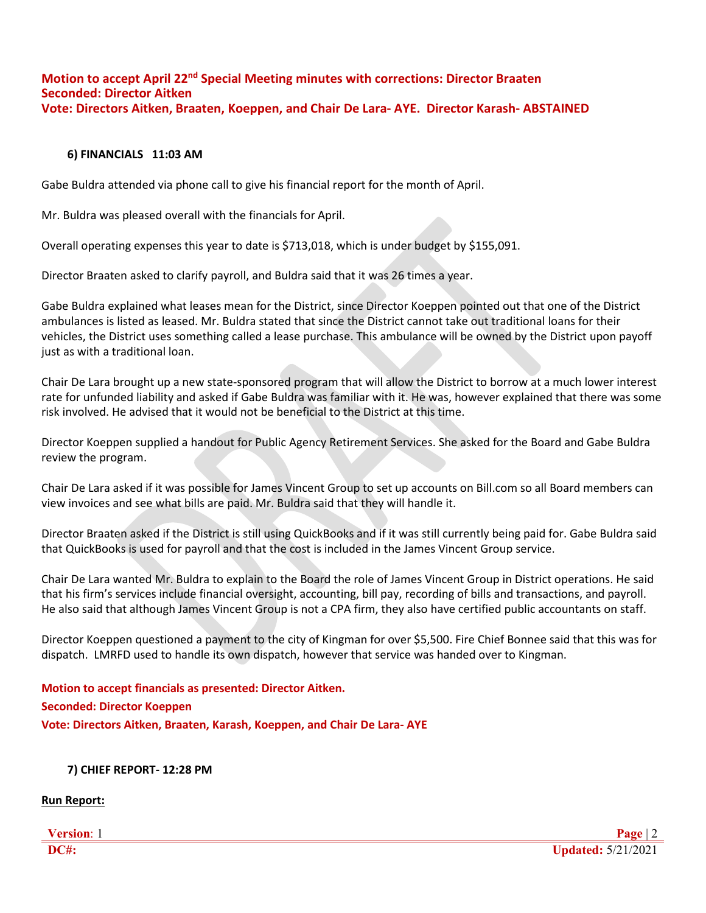**Motion to accept April 22nd Special Meeting minutes with corrections: Director Braaten**
**Seconded: Director Aitken**
**Vote: Directors Aitken, Braaten, Koeppen, and Chair De Lara- AYE. Director Karash- ABSTAINED**

### 6) FINANCIALS 11:03 AM

Gabe Buldra attended via phone call to give his financial report for the month of April.

Mr. Buldra was pleased overall with the financials for April.

Overall operating expenses this year to date is $713,018, which is under budget by $155,091.

Director Braaten asked to clarify payroll, and Buldra said that it was 26 times a year.

Gabe Buldra explained what leases mean for the District, since Director Koeppen pointed out that one of the District ambulances is listed as leased. Mr. Buldra stated that since the District cannot take out traditional loans for their vehicles, the District uses something called a lease purchase. This ambulance will be owned by the District upon payoff just as with a traditional loan.

Chair De Lara brought up a new state-sponsored program that will allow the District to borrow at a much lower interest rate for unfunded liability and asked if Gabe Buldra was familiar with it. He was, however explained that there was some risk involved. He advised that it would not be beneficial to the District at this time.

Director Koeppen supplied a handout for Public Agency Retirement Services. She asked for the Board and Gabe Buldra review the program.

Chair De Lara asked if it was possible for James Vincent Group to set up accounts on Bill.com so all Board members can view invoices and see what bills are paid. Mr. Buldra said that they will handle it.

Director Braaten asked if the District is still using QuickBooks and if it was still currently being paid for. Gabe Buldra said that QuickBooks is used for payroll and that the cost is included in the James Vincent Group service.

Chair De Lara wanted Mr. Buldra to explain to the Board the role of James Vincent Group in District operations. He said that his firm's services include financial oversight, accounting, bill pay, recording of bills and transactions, and payroll. He also said that although James Vincent Group is not a CPA firm, they also have certified public accountants on staff.

Director Koeppen questioned a payment to the city of Kingman for over $5,500. Fire Chief Bonnee said that this was for dispatch. LMRFD used to handle its own dispatch, however that service was handed over to Kingman.

**Motion to accept financials as presented: Director Aitken.**

**Seconded: Director Koeppen**

**Vote: Directors Aitken, Braaten, Karash, Koeppen, and Chair De Lara- AYE**

### 7) CHIEF REPORT- 12:28 PM

**Run Report:**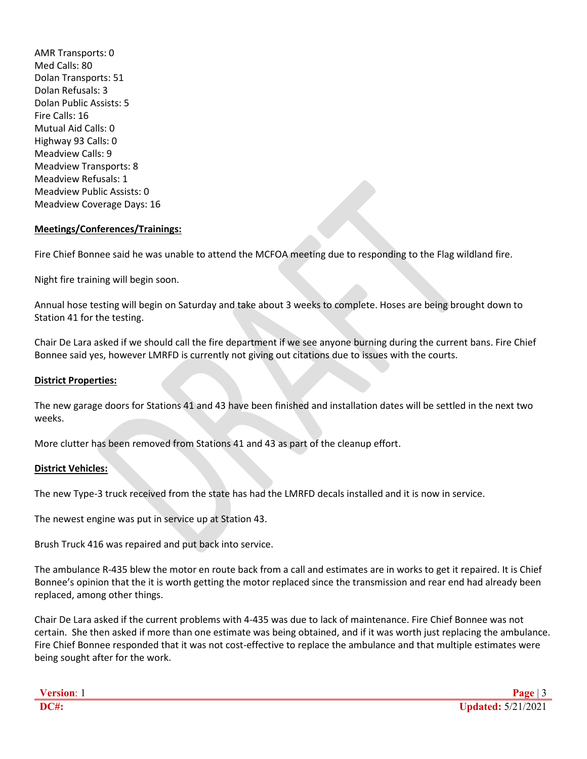AMR Transports: 0
Med Calls: 80
Dolan Transports: 51
Dolan Refusals: 3
Dolan Public Assists: 5
Fire Calls: 16
Mutual Aid Calls: 0
Highway 93 Calls: 0
Meadview Calls: 9
Meadview Transports: 8
Meadview Refusals: 1
Meadview Public Assists: 0
Meadview Coverage Days: 16

**Meetings/Conferences/Trainings:**

Fire Chief Bonnee said he was unable to attend the MCFOA meeting due to responding to the Flag wildland fire.

Night fire training will begin soon.

Annual hose testing will begin on Saturday and take about 3 weeks to complete. Hoses are being brought down to Station 41 for the testing.

Chair De Lara asked if we should call the fire department if we see anyone burning during the current bans. Fire Chief Bonnee said yes, however LMRFD is currently not giving out citations due to issues with the courts.

**District Properties:**

The new garage doors for Stations 41 and 43 have been finished and installation dates will be settled in the next two weeks.

More clutter has been removed from Stations 41 and 43 as part of the cleanup effort.

**District Vehicles:**

The new Type-3 truck received from the state has had the LMRFD decals installed and it is now in service.

The newest engine was put in service up at Station 43.

Brush Truck 416 was repaired and put back into service.

The ambulance R-435 blew the motor en route back from a call and estimates are in works to get it repaired. It is Chief Bonnee's opinion that the it is worth getting the motor replaced since the transmission and rear end had already been replaced, among other things.

Chair De Lara asked if the current problems with 4-435 was due to lack of maintenance. Fire Chief Bonnee was not certain. She then asked if more than one estimate was being obtained, and if it was worth just replacing the ambulance. Fire Chief Bonnee responded that it was not cost-effective to replace the ambulance and that multiple estimates were being sought after for the work.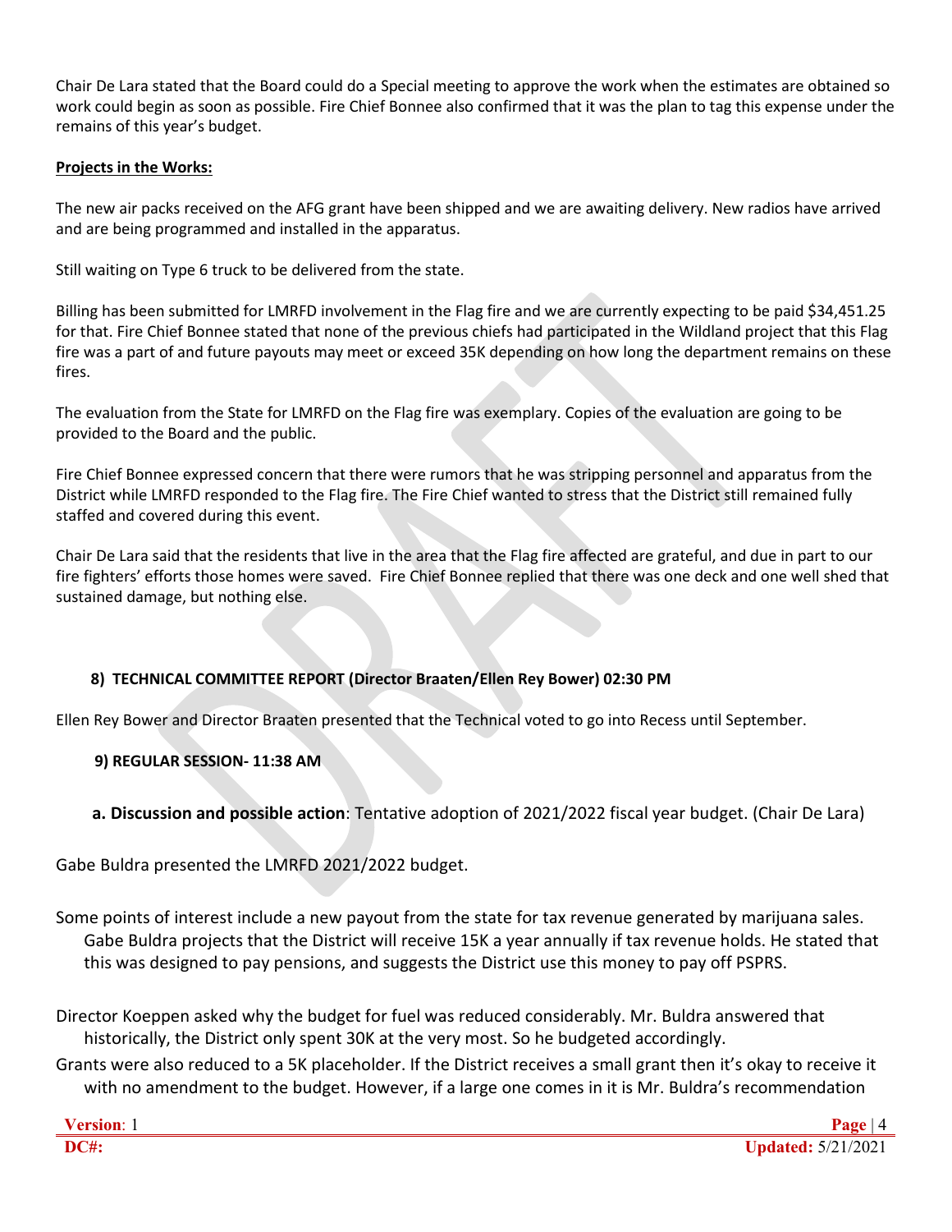Chair De Lara stated that the Board could do a Special meeting to approve the work when the estimates are obtained so work could begin as soon as possible. Fire Chief Bonnee also confirmed that it was the plan to tag this expense under the remains of this year's budget.

**Projects in the Works:**

The new air packs received on the AFG grant have been shipped and we are awaiting delivery. New radios have arrived and are being programmed and installed in the apparatus.

Still waiting on Type 6 truck to be delivered from the state.

Billing has been submitted for LMRFD involvement in the Flag fire and we are currently expecting to be paid $34,451.25 for that. Fire Chief Bonnee stated that none of the previous chiefs had participated in the Wildland project that this Flag fire was a part of and future payouts may meet or exceed 35K depending on how long the department remains on these fires.

The evaluation from the State for LMRFD on the Flag fire was exemplary. Copies of the evaluation are going to be provided to the Board and the public.

Fire Chief Bonnee expressed concern that there were rumors that he was stripping personnel and apparatus from the District while LMRFD responded to the Flag fire. The Fire Chief wanted to stress that the District still remained fully staffed and covered during this event.

Chair De Lara said that the residents that live in the area that the Flag fire affected are grateful, and due in part to our fire fighters' efforts those homes were saved. Fire Chief Bonnee replied that there was one deck and one well shed that sustained damage, but nothing else.

**8) TECHNICAL COMMITTEE REPORT (Director Braaten/Ellen Rey Bower) 02:30 PM**

Ellen Rey Bower and Director Braaten presented that the Technical voted to go into Recess until September.

**9) REGULAR SESSION- 11:38 AM**

**a. Discussion and possible action**: Tentative adoption of 2021/2022 fiscal year budget. (Chair De Lara)

Gabe Buldra presented the LMRFD 2021/2022 budget.

Some points of interest include a new payout from the state for tax revenue generated by marijuana sales. Gabe Buldra projects that the District will receive 15K a year annually if tax revenue holds. He stated that this was designed to pay pensions, and suggests the District use this money to pay off PSPRS.

Director Koeppen asked why the budget for fuel was reduced considerably. Mr. Buldra answered that historically, the District only spent 30K at the very most. So he budgeted accordingly.

Grants were also reduced to a 5K placeholder. If the District receives a small grant then it's okay to receive it with no amendment to the budget. However, if a large one comes in it is Mr. Buldra's recommendation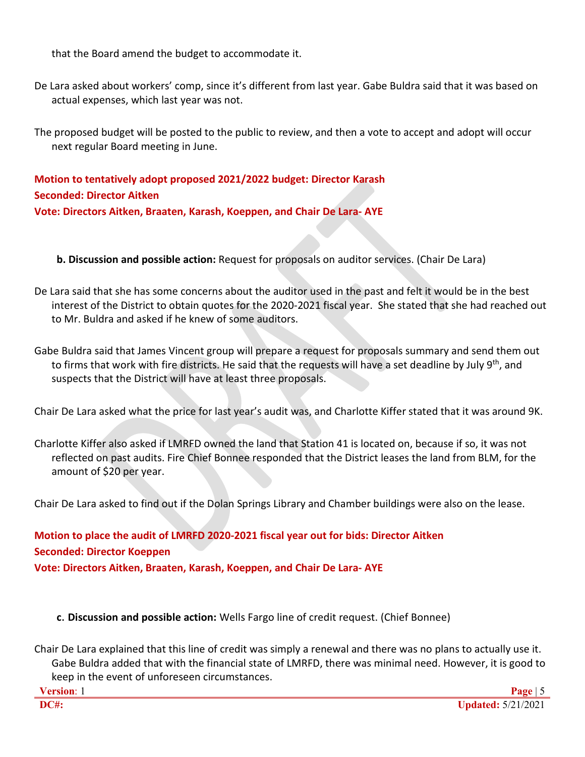that the Board amend the budget to accommodate it.

De Lara asked about workers' comp, since it's different from last year. Gabe Buldra said that it was based on actual expenses, which last year was not.

The proposed budget will be posted to the public to review, and then a vote to accept and adopt will occur next regular Board meeting in June.

**Motion to tentatively adopt proposed 2021/2022 budget: Director Karash**
**Seconded: Director Aitken**
**Vote: Directors Aitken, Braaten, Karash, Koeppen, and Chair De Lara- AYE**

**b. Discussion and possible action:** Request for proposals on auditor services. (Chair De Lara)

De Lara said that she has some concerns about the auditor used in the past and felt it would be in the best interest of the District to obtain quotes for the 2020-2021 fiscal year. She stated that she had reached out to Mr. Buldra and asked if he knew of some auditors.

Gabe Buldra said that James Vincent group will prepare a request for proposals summary and send them out to firms that work with fire districts. He said that the requests will have a set deadline by July 9th, and suspects that the District will have at least three proposals.

Chair De Lara asked what the price for last year's audit was, and Charlotte Kiffer stated that it was around 9K.

Charlotte Kiffer also asked if LMRFD owned the land that Station 41 is located on, because if so, it was not reflected on past audits. Fire Chief Bonnee responded that the District leases the land from BLM, for the amount of $20 per year.

Chair De Lara asked to find out if the Dolan Springs Library and Chamber buildings were also on the lease.

**Motion to place the audit of LMRFD 2020-2021 fiscal year out for bids: Director Aitken**
**Seconded: Director Koeppen**
**Vote: Directors Aitken, Braaten, Karash, Koeppen, and Chair De Lara- AYE**

**c. Discussion and possible action:** Wells Fargo line of credit request. (Chief Bonnee)

Chair De Lara explained that this line of credit was simply a renewal and there was no plans to actually use it. Gabe Buldra added that with the financial state of LMRFD, there was minimal need. However, it is good to keep in the event of unforeseen circumstances.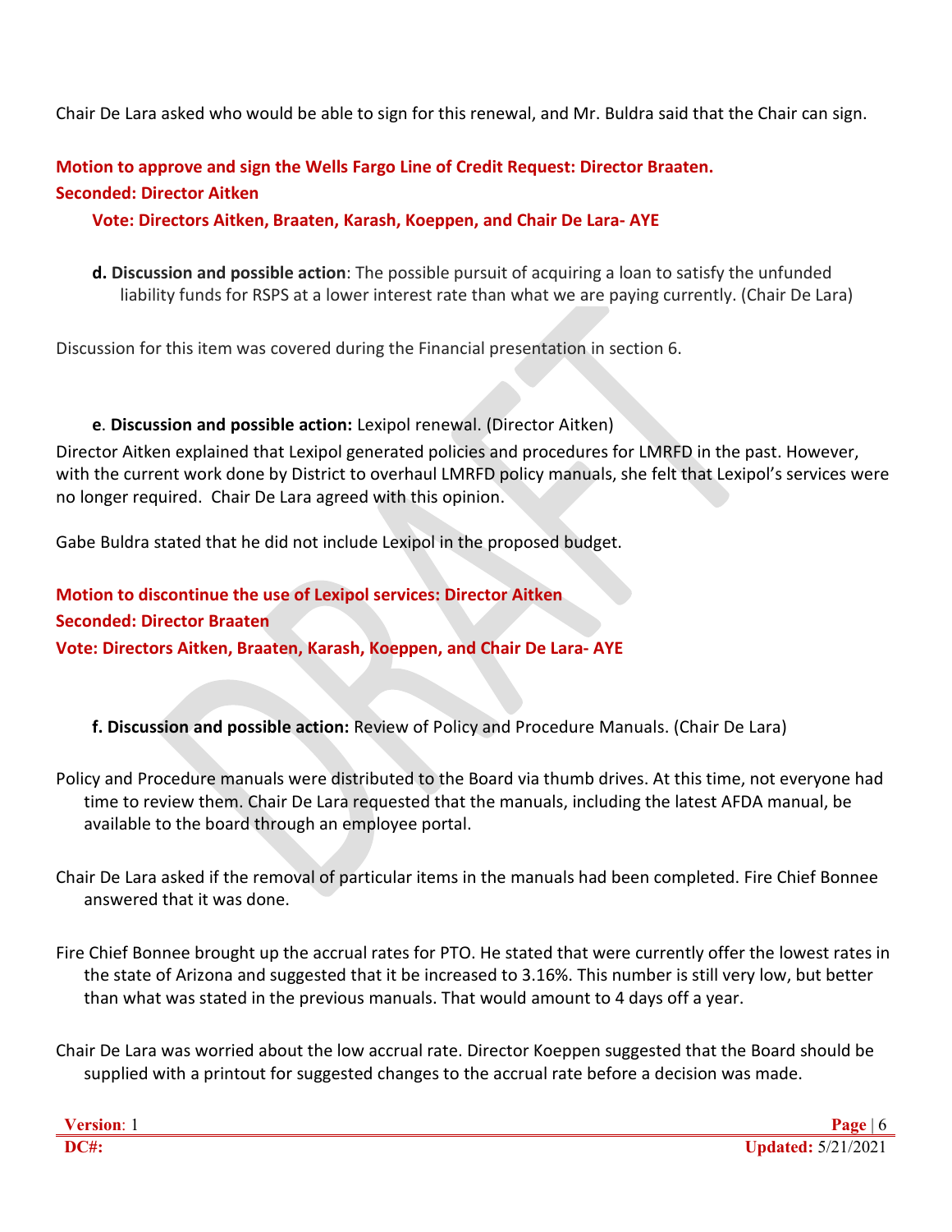Chair De Lara asked who would be able to sign for this renewal, and Mr. Buldra said that the Chair can sign.

**Motion to approve and sign the Wells Fargo Line of Credit Request: Director Braaten.**
**Seconded: Director Aitken**

**Vote: Directors Aitken, Braaten, Karash, Koeppen, and Chair De Lara- AYE**

**d. Discussion and possible action**: The possible pursuit of acquiring a loan to satisfy the unfunded liability funds for RSPS at a lower interest rate than what we are paying currently. (Chair De Lara)

Discussion for this item was covered during the Financial presentation in section 6.

**e. Discussion and possible action:** Lexipol renewal. (Director Aitken)

Director Aitken explained that Lexipol generated policies and procedures for LMRFD in the past. However, with the current work done by District to overhaul LMRFD policy manuals, she felt that Lexipol's services were no longer required. Chair De Lara agreed with this opinion.

Gabe Buldra stated that he did not include Lexipol in the proposed budget.

**Motion to discontinue the use of Lexipol services: Director Aitken**
**Seconded: Director Braaten**
**Vote: Directors Aitken, Braaten, Karash, Koeppen, and Chair De Lara- AYE**

**f. Discussion and possible action:** Review of Policy and Procedure Manuals. (Chair De Lara)

Policy and Procedure manuals were distributed to the Board via thumb drives. At this time, not everyone had time to review them. Chair De Lara requested that the manuals, including the latest AFDA manual, be available to the board through an employee portal.

Chair De Lara asked if the removal of particular items in the manuals had been completed. Fire Chief Bonnee answered that it was done.

Fire Chief Bonnee brought up the accrual rates for PTO. He stated that were currently offer the lowest rates in the state of Arizona and suggested that it be increased to 3.16%. This number is still very low, but better than what was stated in the previous manuals. That would amount to 4 days off a year.

Chair De Lara was worried about the low accrual rate. Director Koeppen suggested that the Board should be supplied with a printout for suggested changes to the accrual rate before a decision was made.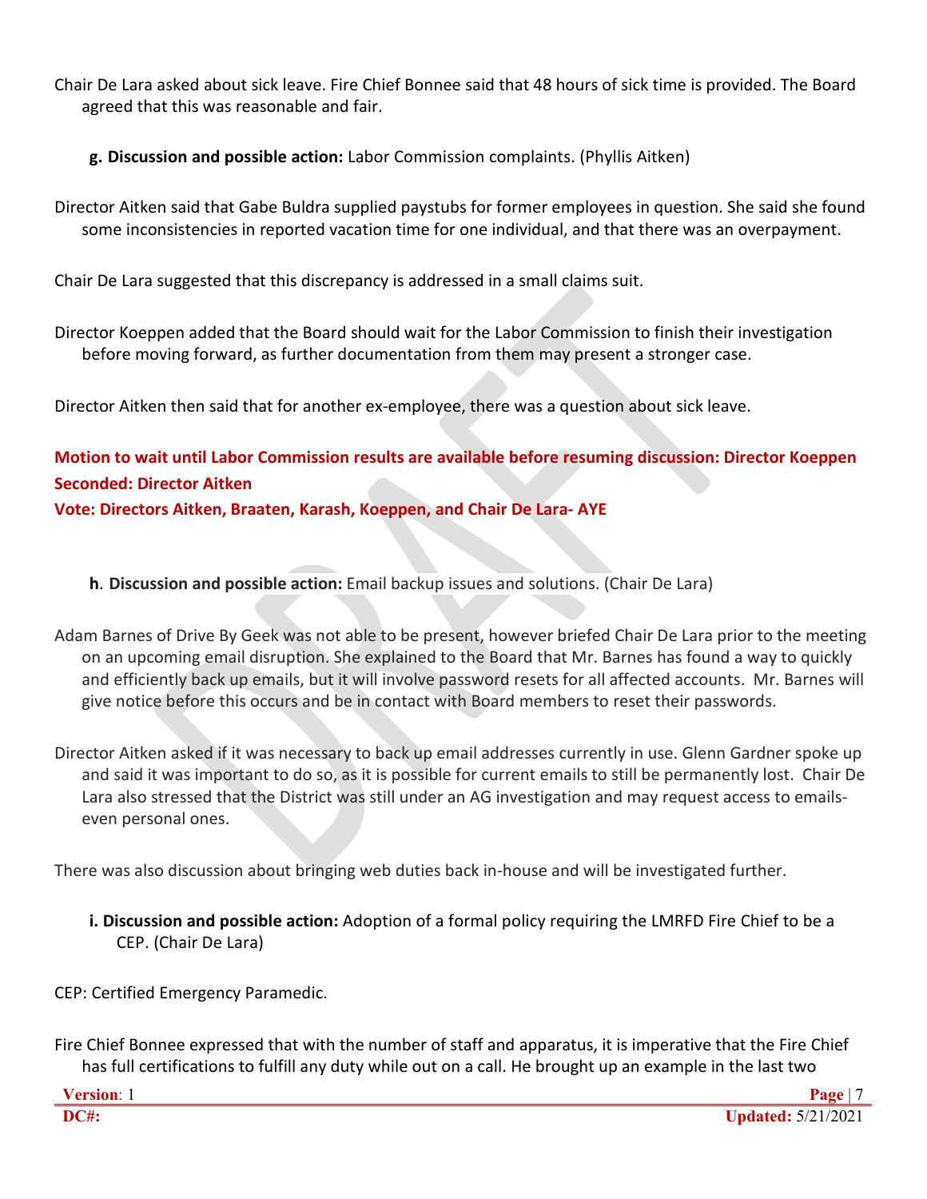Chair De Lara asked about sick leave. Fire Chief Bonnee said that 48 hours of sick time is provided. The Board agreed that this was reasonable and fair.

**g. Discussion and possible action:** Labor Commission complaints. (Phyllis Aitken)

Director Aitken said that Gabe Buldra supplied paystubs for former employees in question. She said she found some inconsistencies in reported vacation time for one individual, and that there was an overpayment.

Chair De Lara suggested that this discrepancy is addressed in a small claims suit.

Director Koeppen added that the Board should wait for the Labor Commission to finish their investigation before moving forward, as further documentation from them may present a stronger case.

Director Aitken then said that for another ex-employee, there was a question about sick leave.

**Motion to wait until Labor Commission results are available before resuming discussion: Director Koeppen**
**Seconded: Director Aitken**
**Vote: Directors Aitken, Braaten, Karash, Koeppen, and Chair De Lara- AYE**

**h. Discussion and possible action:** Email backup issues and solutions. (Chair De Lara)

Adam Barnes of Drive By Geek was not able to be present, however briefed Chair De Lara prior to the meeting on an upcoming email disruption. She explained to the Board that Mr. Barnes has found a way to quickly and efficiently back up emails, but it will involve password resets for all affected accounts. Mr. Barnes will give notice before this occurs and be in contact with Board members to reset their passwords.

Director Aitken asked if it was necessary to back up email addresses currently in use. Glenn Gardner spoke up and said it was important to do so, as it is possible for current emails to still be permanently lost. Chair De Lara also stressed that the District was still under an AG investigation and may request access to emails- even personal ones.

There was also discussion about bringing web duties back in-house and will be investigated further.

**i. Discussion and possible action:** Adoption of a formal policy requiring the LMRFD Fire Chief to be a CEP. (Chair De Lara)

CEP: Certified Emergency Paramedic.

Fire Chief Bonnee expressed that with the number of staff and apparatus, it is imperative that the Fire Chief has full certifications to fulfill any duty while out on a call. He brought up an example in the last two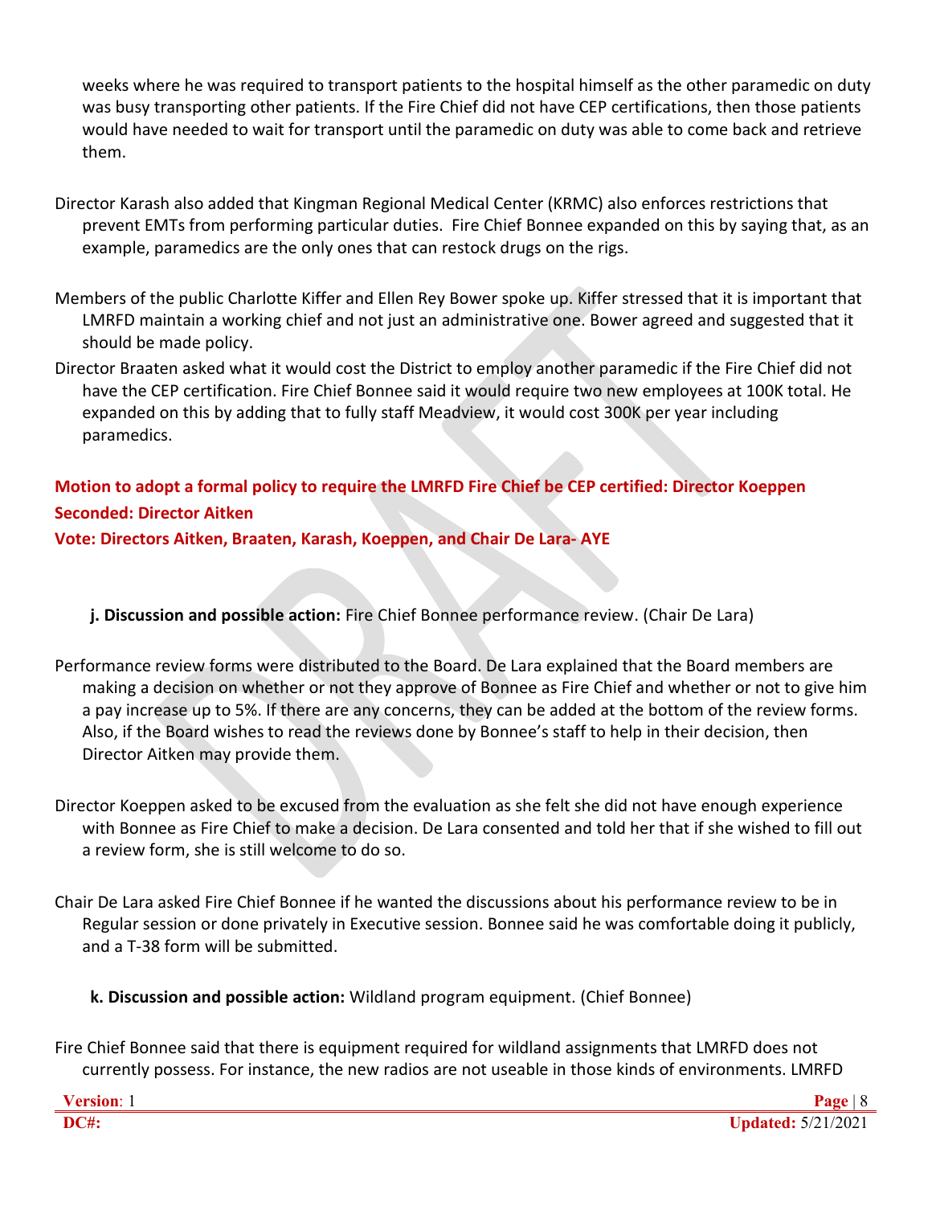weeks where he was required to transport patients to the hospital himself as the other paramedic on duty was busy transporting other patients. If the Fire Chief did not have CEP certifications, then those patients would have needed to wait for transport until the paramedic on duty was able to come back and retrieve them.

Director Karash also added that Kingman Regional Medical Center (KRMC) also enforces restrictions that prevent EMTs from performing particular duties. Fire Chief Bonnee expanded on this by saying that, as an example, paramedics are the only ones that can restock drugs on the rigs.

Members of the public Charlotte Kiffer and Ellen Rey Bower spoke up. Kiffer stressed that it is important that LMRFD maintain a working chief and not just an administrative one. Bower agreed and suggested that it should be made policy.

Director Braaten asked what it would cost the District to employ another paramedic if the Fire Chief did not have the CEP certification. Fire Chief Bonnee said it would require two new employees at 100K total. He expanded on this by adding that to fully staff Meadview, it would cost 300K per year including paramedics.

**Motion to adopt a formal policy to require the LMRFD Fire Chief be CEP certified: Director Koeppen**
**Seconded: Director Aitken**
**Vote: Directors Aitken, Braaten, Karash, Koeppen, and Chair De Lara- AYE**

**j. Discussion and possible action:** Fire Chief Bonnee performance review. (Chair De Lara)

Performance review forms were distributed to the Board. De Lara explained that the Board members are making a decision on whether or not they approve of Bonnee as Fire Chief and whether or not to give him a pay increase up to 5%. If there are any concerns, they can be added at the bottom of the review forms. Also, if the Board wishes to read the reviews done by Bonnee's staff to help in their decision, then Director Aitken may provide them.

Director Koeppen asked to be excused from the evaluation as she felt she did not have enough experience with Bonnee as Fire Chief to make a decision. De Lara consented and told her that if she wished to fill out a review form, she is still welcome to do so.

Chair De Lara asked Fire Chief Bonnee if he wanted the discussions about his performance review to be in Regular session or done privately in Executive session. Bonnee said he was comfortable doing it publicly, and a T-38 form will be submitted.

**k. Discussion and possible action:** Wildland program equipment. (Chief Bonnee)

Fire Chief Bonnee said that there is equipment required for wildland assignments that LMRFD does not currently possess. For instance, the new radios are not useable in those kinds of environments. LMRFD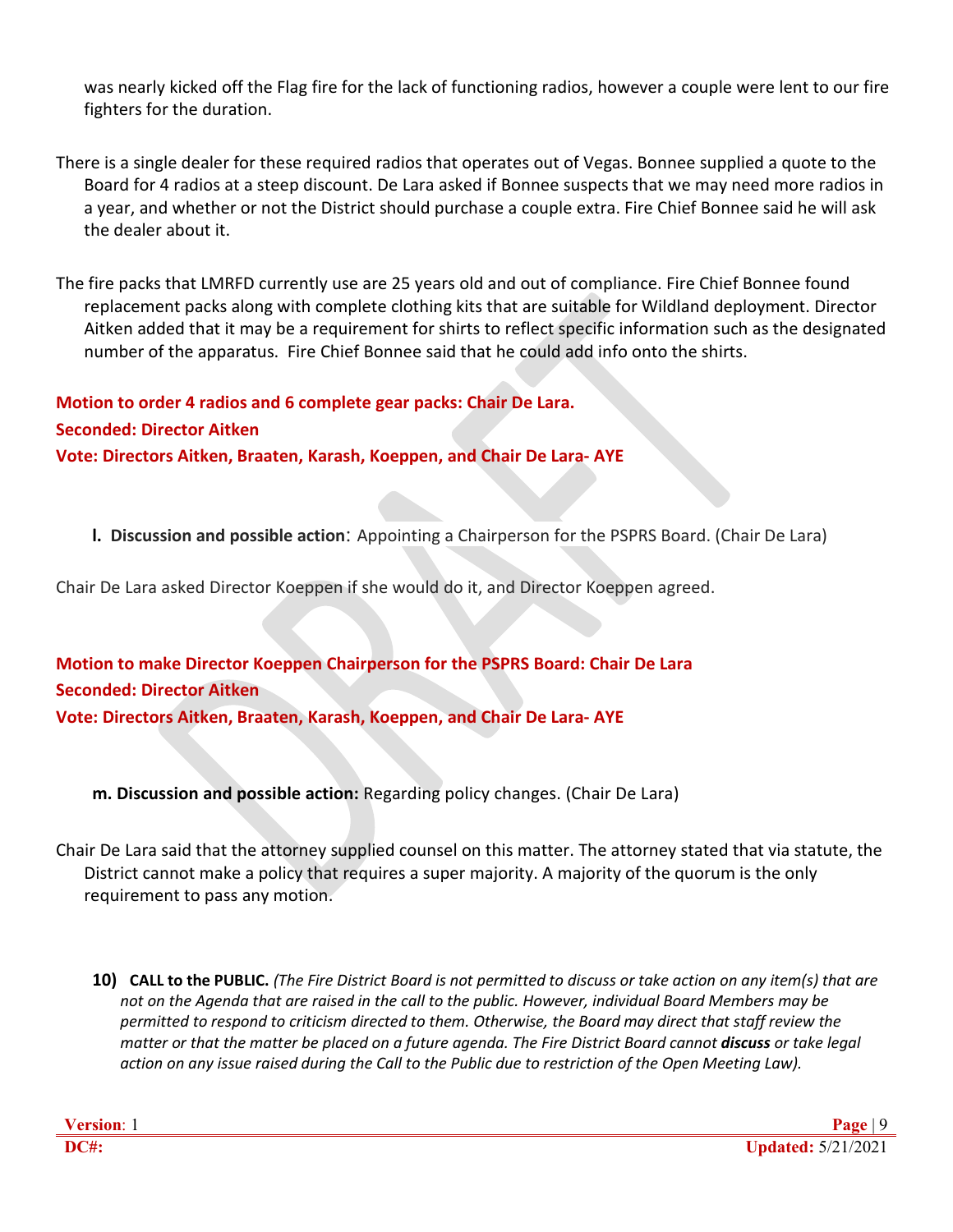was nearly kicked off the Flag fire for the lack of functioning radios, however a couple were lent to our fire fighters for the duration.

There is a single dealer for these required radios that operates out of Vegas. Bonnee supplied a quote to the Board for 4 radios at a steep discount. De Lara asked if Bonnee suspects that we may need more radios in a year, and whether or not the District should purchase a couple extra. Fire Chief Bonnee said he will ask the dealer about it.

The fire packs that LMRFD currently use are 25 years old and out of compliance. Fire Chief Bonnee found replacement packs along with complete clothing kits that are suitable for Wildland deployment. Director Aitken added that it may be a requirement for shirts to reflect specific information such as the designated number of the apparatus. Fire Chief Bonnee said that he could add info onto the shirts.

**Motion to order 4 radios and 6 complete gear packs: Chair De Lara.**
**Seconded: Director Aitken**
**Vote: Directors Aitken, Braaten, Karash, Koeppen, and Chair De Lara- AYE**

**l. Discussion and possible action**: Appointing a Chairperson for the PSPRS Board. (Chair De Lara)

Chair De Lara asked Director Koeppen if she would do it, and Director Koeppen agreed.

**Motion to make Director Koeppen Chairperson for the PSPRS Board: Chair De Lara**
**Seconded: Director Aitken**
**Vote: Directors Aitken, Braaten, Karash, Koeppen, and Chair De Lara- AYE**

**m. Discussion and possible action:** Regarding policy changes. (Chair De Lara)

Chair De Lara said that the attorney supplied counsel on this matter. The attorney stated that via statute, the District cannot make a policy that requires a super majority. A majority of the quorum is the only requirement to pass any motion.

**10) CALL to the PUBLIC.** *(The Fire District Board is not permitted to discuss or take action on any item(s) that are not on the Agenda that are raised in the call to the public. However, individual Board Members may be permitted to respond to criticism directed to them. Otherwise, the Board may direct that staff review the matter or that the matter be placed on a future agenda. The Fire District Board cannot* ***discuss*** *or take legal action on any issue raised during the Call to the Public due to restriction of the Open Meeting Law).*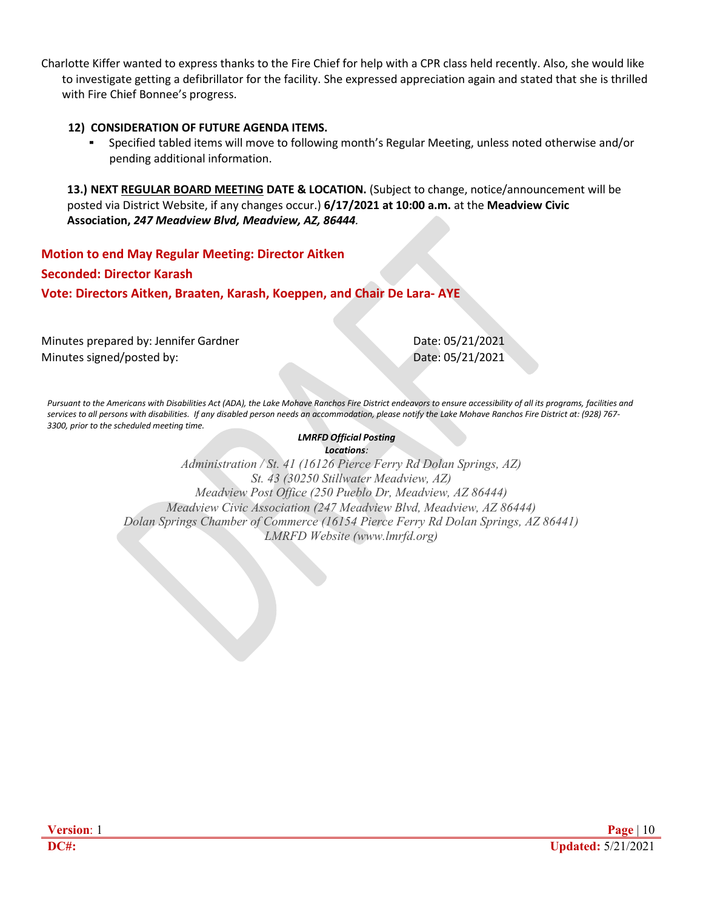Charlotte Kiffer wanted to express thanks to the Fire Chief for help with a CPR class held recently. Also, she would like to investigate getting a defibrillator for the facility. She expressed appreciation again and stated that she is thrilled with Fire Chief Bonnee's progress.

**12) CONSIDERATION OF FUTURE AGENDA ITEMS.**

- Specified tabled items will move to following month's Regular Meeting, unless noted otherwise and/or pending additional information.

**13.) NEXT <u>REGULAR BOARD MEETING</u> DATE & LOCATION.** (Subject to change, notice/announcement will be posted via District Website, if any changes occur.) **6/17/2021 at 10:00 a.m.** at the **Meadview Civic Association, *247 Meadview Blvd, Meadview, AZ, 86444*.**

**Motion to end May Regular Meeting: Director Aitken**

**Seconded: Director Karash**

**Vote: Directors Aitken, Braaten, Karash, Koeppen, and Chair De Lara- AYE**

Minutes prepared by: Jennifer Gardner Date: 05/21/2021
Minutes signed/posted by: Date: 05/21/2021

*Pursuant to the Americans with Disabilities Act (ADA), the Lake Mohave Ranchos Fire District endeavors to ensure accessibility of all its programs, facilities and services to all persons with disabilities. If any disabled person needs an accommodation, please notify the Lake Mohave Ranchos Fire District at: (928) 767-3300, prior to the scheduled meeting time.*

***LMRFD Official Posting Locations:***

*Administration / St. 41 (16126 Pierce Ferry Rd Dolan Springs, AZ)*
*St. 43 (30250 Stillwater Meadview, AZ)*
*Meadview Post Office (250 Pueblo Dr, Meadview, AZ 86444)*
*Meadview Civic Association (247 Meadview Blvd, Meadview, AZ 86444)*
*Dolan Springs Chamber of Commerce (16154 Pierce Ferry Rd Dolan Springs, AZ 86441)*
*LMRFD Website (www.lmrfd.org)*